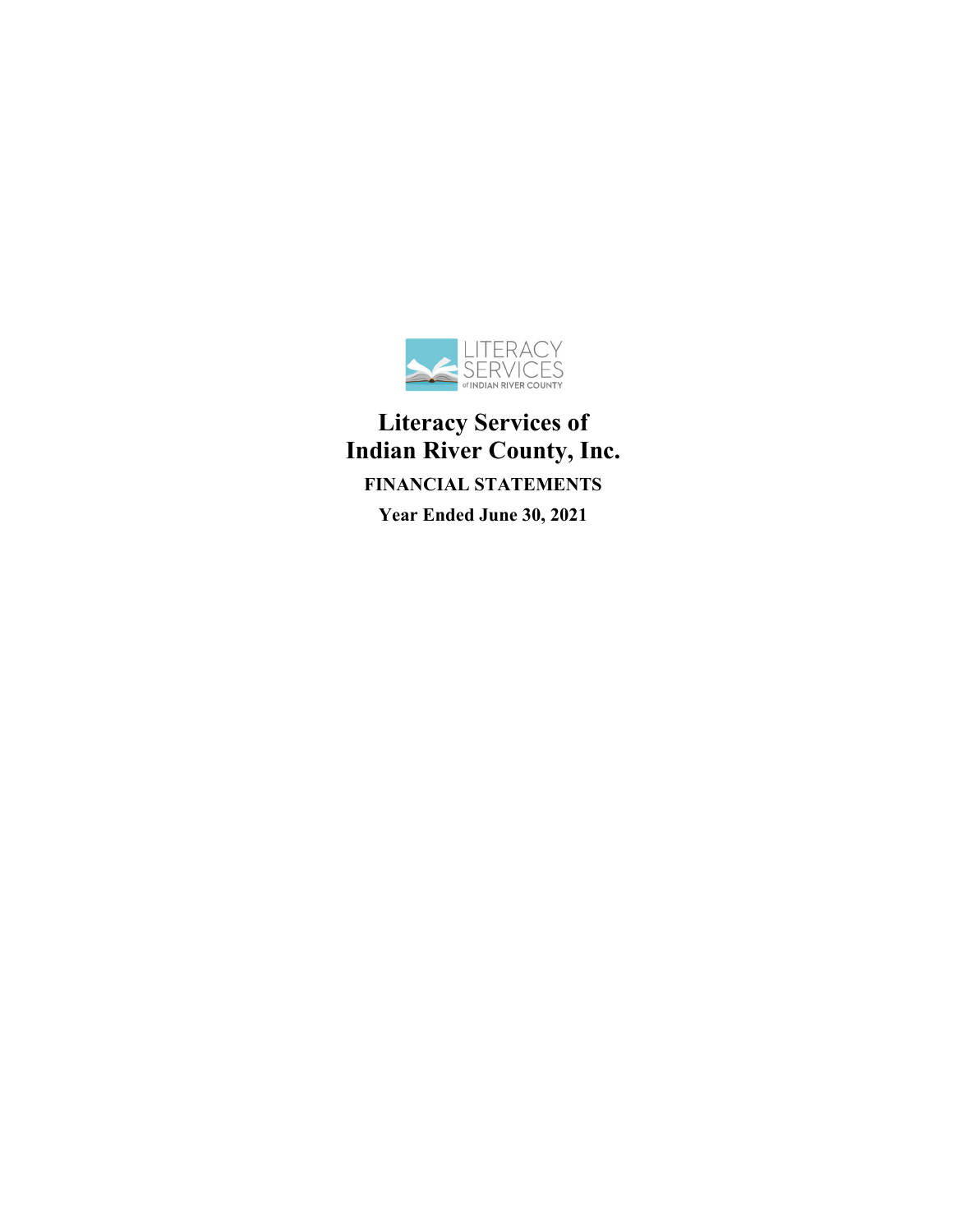LITERACY SERVICES of INDIAN RIVER COUNTY

# Literacy Services of Indian River County, Inc.

**FINANCIAL STATEMENTS**

**Year Ended June 30, 2021**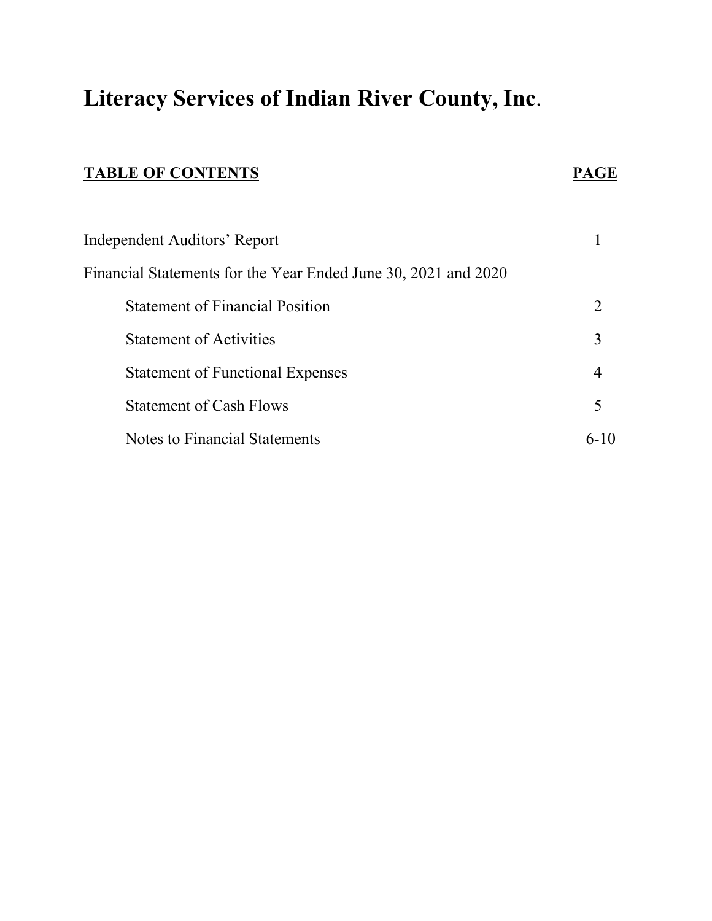# Literacy Services of Indian River County, Inc.

| TABLE OF CONTENTS | PAGE |
|---|---|
| Independent Auditors' Report | 1 |
| Financial Statements for the Year Ended June 30, 2021 and 2020 | |
| Statement of Financial Position | 2 |
| Statement of Activities | 3 |
| Statement of Functional Expenses | 4 |
| Statement of Cash Flows | 5 |
| Notes to Financial Statements | 6-10 |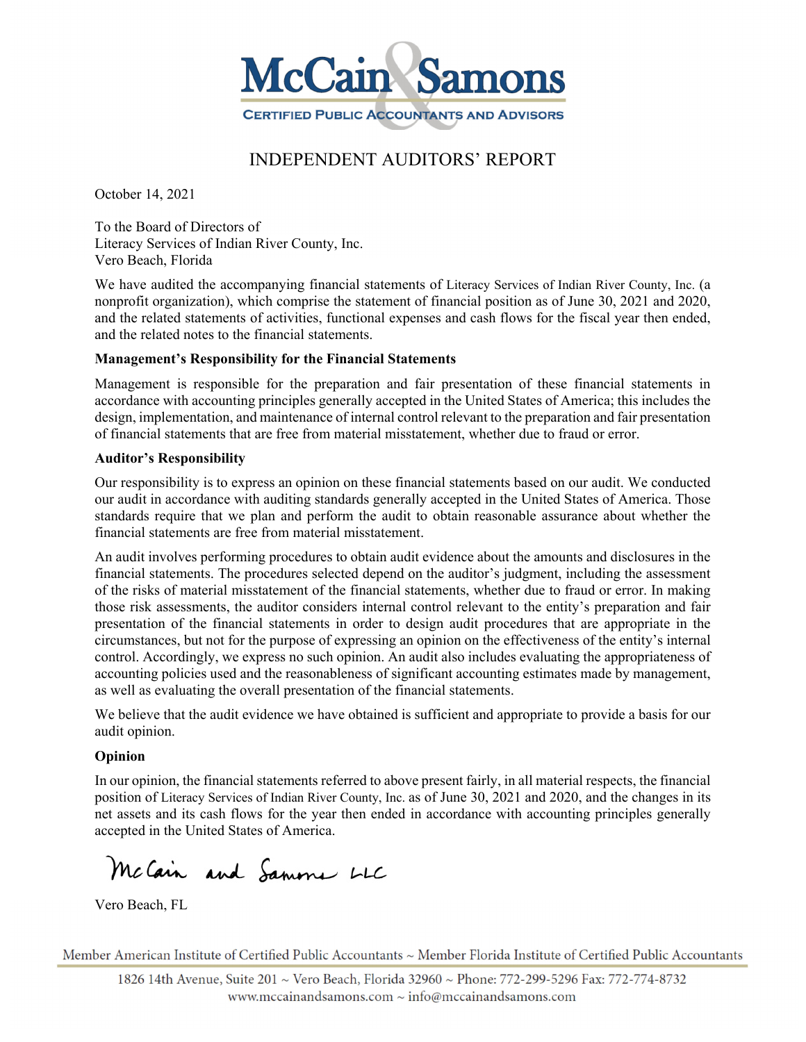McCain & Samons

CERTIFIED PUBLIC ACCOUNTANTS AND ADVISORS

# INDEPENDENT AUDITORS' REPORT

October 14, 2021

To the Board of Directors of
Literacy Services of Indian River County, Inc.
Vero Beach, Florida

We have audited the accompanying financial statements of Literacy Services of Indian River County, Inc. (a nonprofit organization), which comprise the statement of financial position as of June 30, 2021 and 2020, and the related statements of activities, functional expenses and cash flows for the fiscal year then ended, and the related notes to the financial statements.

**Management's Responsibility for the Financial Statements**

Management is responsible for the preparation and fair presentation of these financial statements in accordance with accounting principles generally accepted in the United States of America; this includes the design, implementation, and maintenance of internal control relevant to the preparation and fair presentation of financial statements that are free from material misstatement, whether due to fraud or error.

**Auditor's Responsibility**

Our responsibility is to express an opinion on these financial statements based on our audit. We conducted our audit in accordance with auditing standards generally accepted in the United States of America. Those standards require that we plan and perform the audit to obtain reasonable assurance about whether the financial statements are free from material misstatement.

An audit involves performing procedures to obtain audit evidence about the amounts and disclosures in the financial statements. The procedures selected depend on the auditor's judgment, including the assessment of the risks of material misstatement of the financial statements, whether due to fraud or error. In making those risk assessments, the auditor considers internal control relevant to the entity's preparation and fair presentation of the financial statements in order to design audit procedures that are appropriate in the circumstances, but not for the purpose of expressing an opinion on the effectiveness of the entity's internal control. Accordingly, we express no such opinion. An audit also includes evaluating the appropriateness of accounting policies used and the reasonableness of significant accounting estimates made by management, as well as evaluating the overall presentation of the financial statements.

We believe that the audit evidence we have obtained is sufficient and appropriate to provide a basis for our audit opinion.

**Opinion**

In our opinion, the financial statements referred to above present fairly, in all material respects, the financial position of Literacy Services of Indian River County, Inc. as of June 30, 2021 and 2020, and the changes in its net assets and its cash flows for the year then ended in accordance with accounting principles generally accepted in the United States of America.

McCain and Samons LLC

Vero Beach, FL

Member American Institute of Certified Public Accountants ~ Member Florida Institute of Certified Public Accountants

1826 14th Avenue, Suite 201 ~ Vero Beach, Florida 32960 ~ Phone: 772-299-5296 Fax: 772-774-8732
www.mccainandsamons.com ~ info@mccainandsamons.com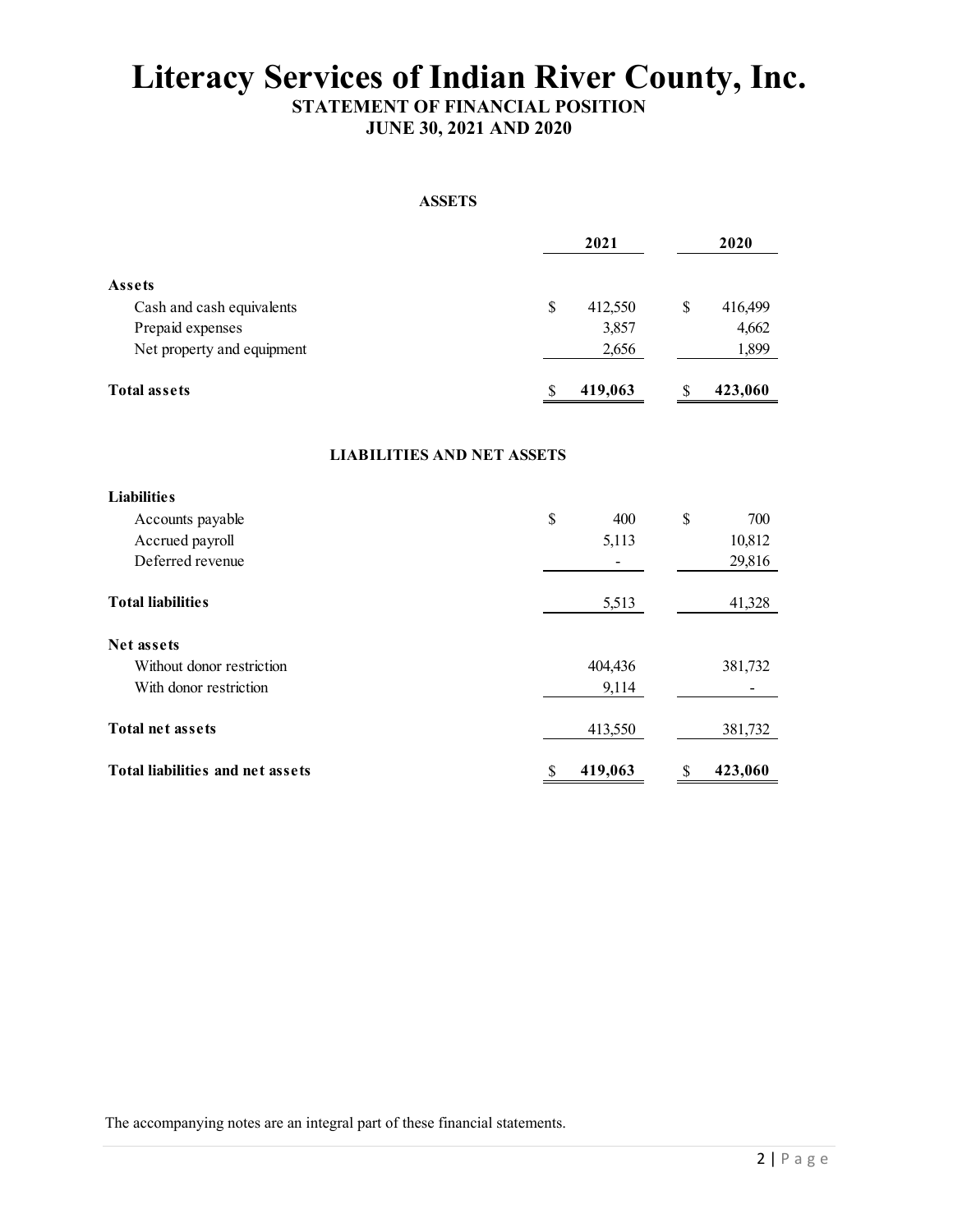# Literacy Services of Indian River County, Inc.

**STATEMENT OF FINANCIAL POSITION**
**JUNE 30, 2021 AND 2020**

**ASSETS**

| | 2021 | 2020 |
|---|---|---|
| **Assets** | | |
| Cash and cash equivalents | $ 412,550 | $ 416,499 |
| Prepaid expenses | 3,857 | 4,662 |
| Net property and equipment | 2,656 | 1,899 |
| **Total assets** | **$ 419,063** | **$ 423,060** |

**LIABILITIES AND NET ASSETS**

| | 2021 | 2020 |
|---|---|---|
| **Liabilities** | | |
| Accounts payable | $ 400 | $ 700 |
| Accrued payroll | 5,113 | 10,812 |
| Deferred revenue | - | 29,816 |
| **Total liabilities** | 5,513 | 41,328 |
| **Net assets** | | |
| Without donor restriction | 404,436 | 381,732 |
| With donor restriction | 9,114 | - |
| **Total net assets** | 413,550 | 381,732 |
| **Total liabilities and net assets** | **$ 419,063** | **$ 423,060** |

The accompanying notes are an integral part of these financial statements.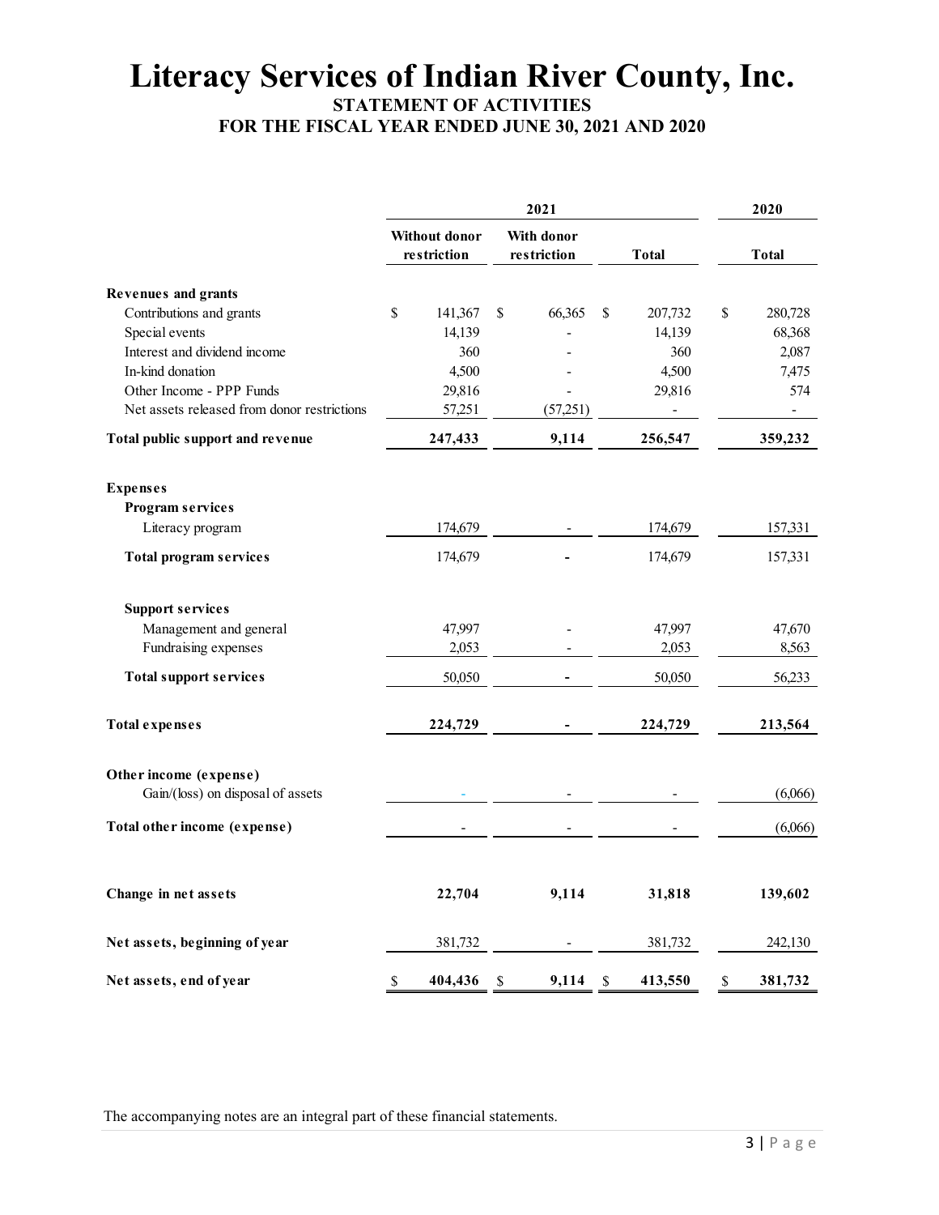# Literacy Services of Indian River County, Inc.

## STATEMENT OF ACTIVITIES

## FOR THE FISCAL YEAR ENDED JUNE 30, 2021 AND 2020

| | 2021 | | | 2020 |
|---|---|---|---|---|
| | Without donor restriction | With donor restriction | Total | Total |
| **Revenues and grants** | | | | |
| Contributions and grants | $ 141,367 | $ 66,365 | $ 207,732 | $ 280,728 |
| Special events | 14,139 | - | 14,139 | 68,368 |
| Interest and dividend income | 360 | - | 360 | 2,087 |
| In-kind donation | 4,500 | - | 4,500 | 7,475 |
| Other Income - PPP Funds | 29,816 | - | 29,816 | 574 |
| Net assets released from donor restrictions | 57,251 | (57,251) | - | - |
| **Total public support and revenue** | **247,433** | **9,114** | **256,547** | **359,232** |
| **Expenses** | | | | |
| **Program services** | | | | |
| Literacy program | 174,679 | - | 174,679 | 157,331 |
| **Total program services** | 174,679 | - | 174,679 | 157,331 |
| **Support services** | | | | |
| Management and general | 47,997 | - | 47,997 | 47,670 |
| Fundraising expenses | 2,053 | - | 2,053 | 8,563 |
| **Total support services** | 50,050 | - | 50,050 | 56,233 |
| **Total expenses** | **224,729** | **-** | **224,729** | **213,564** |
| **Other income (expense)** | | | | |
| Gain/(loss) on disposal of assets | - | - | - | (6,066) |
| **Total other income (expense)** | - | - | - | (6,066) |
| **Change in net assets** | **22,704** | **9,114** | **31,818** | **139,602** |
| **Net assets, beginning of year** | 381,732 | - | 381,732 | 242,130 |
| **Net assets, end of year** | **$ 404,436** | **$ 9,114** | **$ 413,550** | **$ 381,732** |

The accompanying notes are an integral part of these financial statements.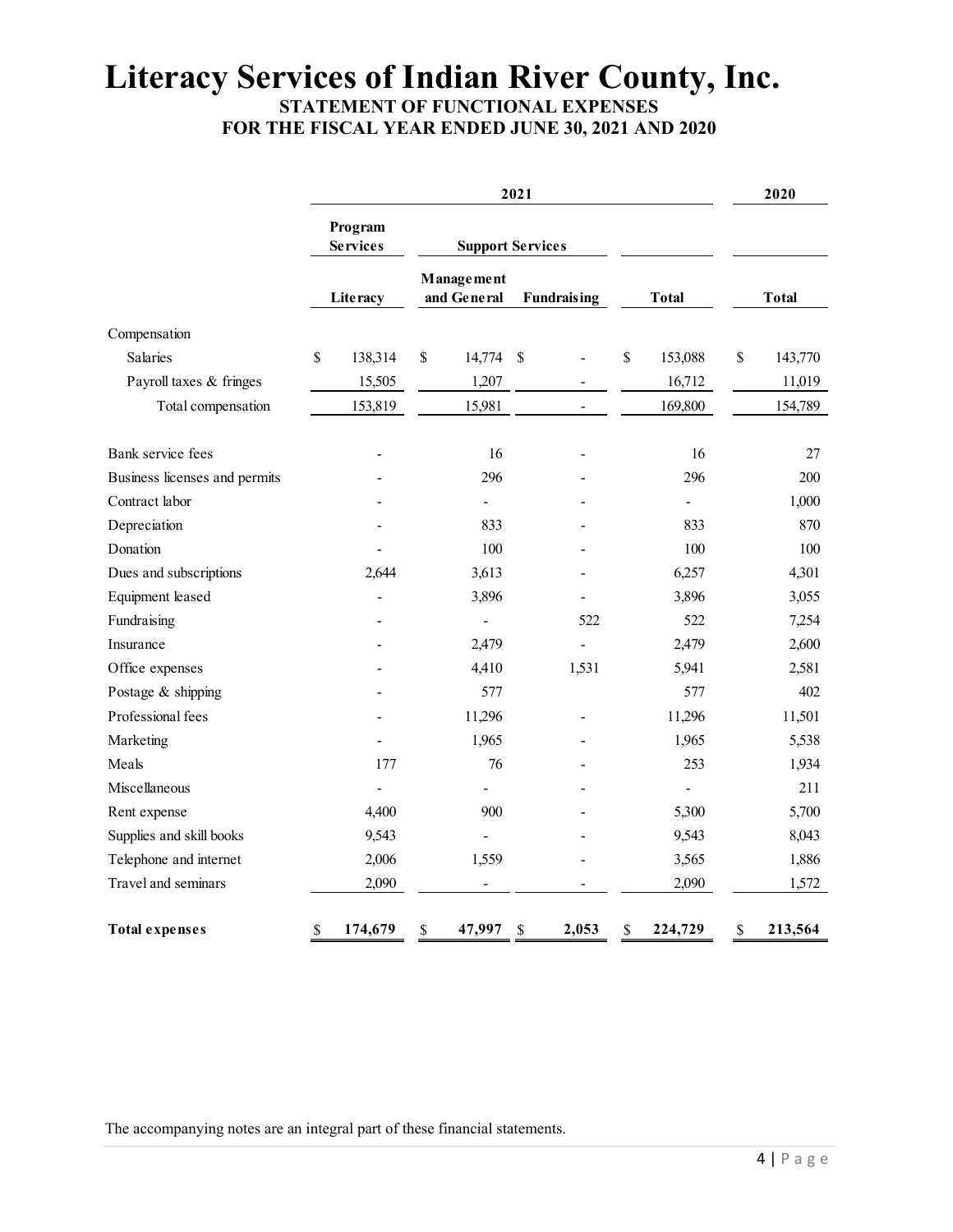# Literacy Services of Indian River County, Inc.

## STATEMENT OF FUNCTIONAL EXPENSES
## FOR THE FISCAL YEAR ENDED JUNE 30, 2021 AND 2020

| | 2021 | | | | 2020 |
|---|---|---|---|---|---|
| | Program Services | Support Services | | | |
| | Literacy | Management and General | Fundraising | Total | Total |
| Compensation | | | | | |
| Salaries | $ 138,314 | $ 14,774 | $ - | $ 153,088 | $ 143,770 |
| Payroll taxes & fringes | 15,505 | 1,207 | - | 16,712 | 11,019 |
| Total compensation | 153,819 | 15,981 | - | 169,800 | 154,789 |
| Bank service fees | - | 16 | - | 16 | 27 |
| Business licenses and permits | - | 296 | - | 296 | 200 |
| Contract labor | - | - | - | - | 1,000 |
| Depreciation | - | 833 | - | 833 | 870 |
| Donation | - | 100 | - | 100 | 100 |
| Dues and subscriptions | 2,644 | 3,613 | - | 6,257 | 4,301 |
| Equipment leased | - | 3,896 | - | 3,896 | 3,055 |
| Fundraising | - | - | 522 | 522 | 7,254 |
| Insurance | - | 2,479 | - | 2,479 | 2,600 |
| Office expenses | - | 4,410 | 1,531 | 5,941 | 2,581 |
| Postage & shipping | - | 577 | | 577 | 402 |
| Professional fees | - | 11,296 | - | 11,296 | 11,501 |
| Marketing | - | 1,965 | - | 1,965 | 5,538 |
| Meals | 177 | 76 | - | 253 | 1,934 |
| Miscellaneous | - | - | - | - | 211 |
| Rent expense | 4,400 | 900 | - | 5,300 | 5,700 |
| Supplies and skill books | 9,543 | - | - | 9,543 | 8,043 |
| Telephone and internet | 2,006 | 1,559 | - | 3,565 | 1,886 |
| Travel and seminars | 2,090 | - | - | 2,090 | 1,572 |
| **Total expenses** | **$ 174,679** | **$ 47,997** | **$ 2,053** | **$ 224,729** | **$ 213,564** |

The accompanying notes are an integral part of these financial statements.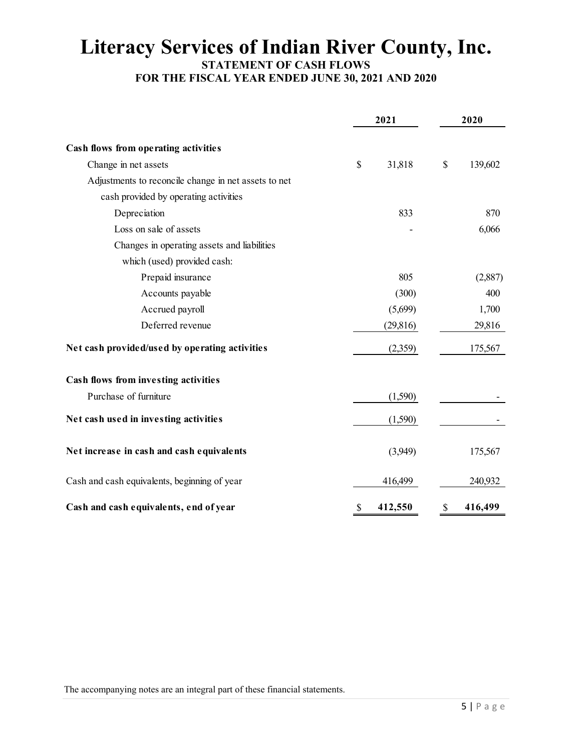# Literacy Services of Indian River County, Inc.

## STATEMENT OF CASH FLOWS

### FOR THE FISCAL YEAR ENDED JUNE 30, 2021 AND 2020

| | 2021 | 2020 |
|---|---|---|
| **Cash flows from operating activities** | | |
| Change in net assets | $ 31,818 | $ 139,602 |
| Adjustments to reconcile change in net assets to net cash provided by operating activities | | |
| Depreciation | 833 | 870 |
| Loss on sale of assets | - | 6,066 |
| Changes in operating assets and liabilities which (used) provided cash: | | |
| Prepaid insurance | 805 | (2,887) |
| Accounts payable | (300) | 400 |
| Accrued payroll | (5,699) | 1,700 |
| Deferred revenue | (29,816) | 29,816 |
| **Net cash provided/used by operating activities** | (2,359) | 175,567 |
| **Cash flows from investing activities** | | |
| Purchase of furniture | (1,590) | - |
| **Net cash used in investing activities** | (1,590) | - |
| **Net increase in cash and cash equivalents** | (3,949) | 175,567 |
| Cash and cash equivalents, beginning of year | 416,499 | 240,932 |
| **Cash and cash equivalents, end of year** | **$ 412,550** | **$ 416,499** |

The accompanying notes are an integral part of these financial statements.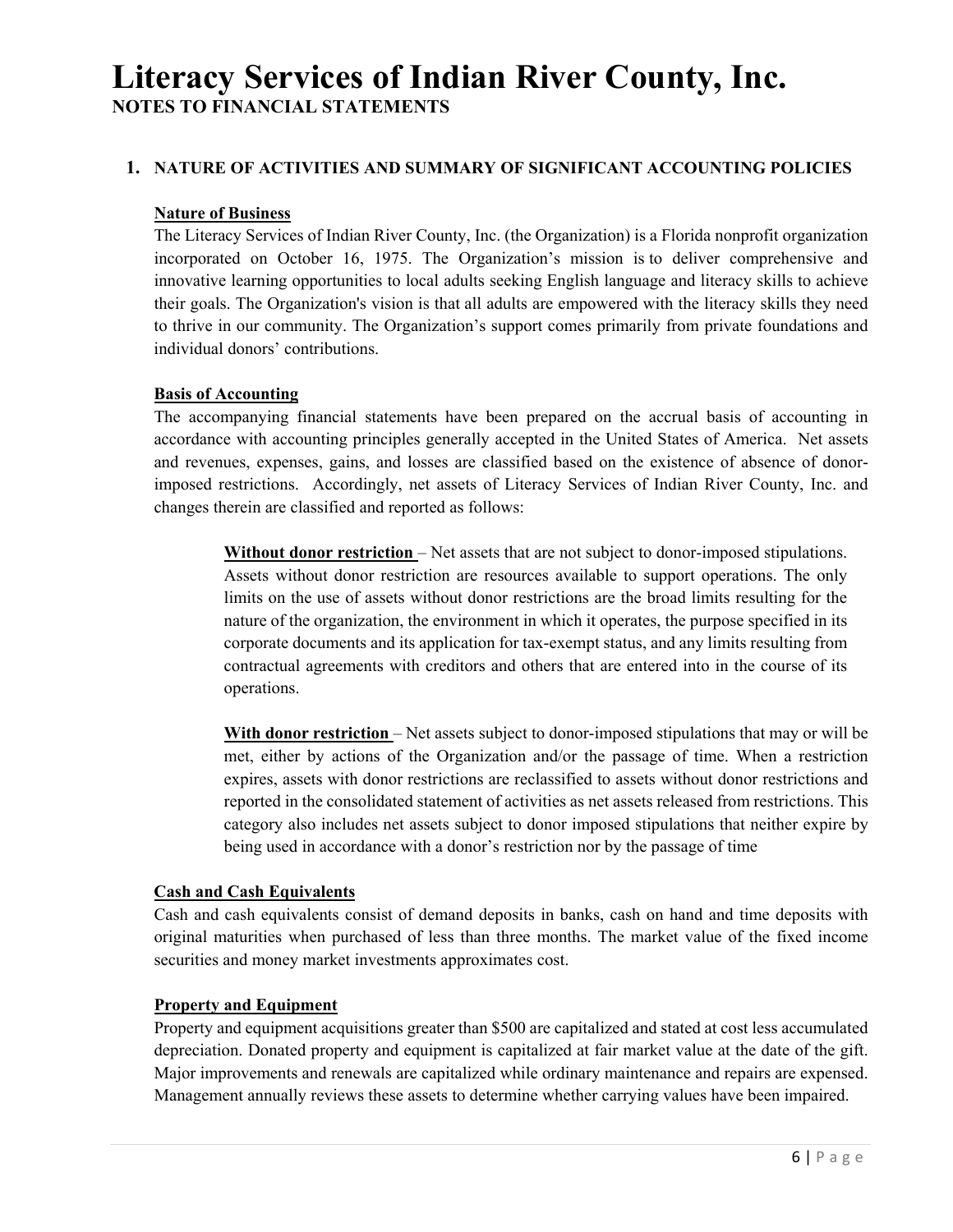# Literacy Services of Indian River County, Inc.

**NOTES TO FINANCIAL STATEMENTS**

## 1. NATURE OF ACTIVITIES AND SUMMARY OF SIGNIFICANT ACCOUNTING POLICIES

**Nature of Business**

The Literacy Services of Indian River County, Inc. (the Organization) is a Florida nonprofit organization incorporated on October 16, 1975. The Organization's mission is to deliver comprehensive and innovative learning opportunities to local adults seeking English language and literacy skills to achieve their goals. The Organization's vision is that all adults are empowered with the literacy skills they need to thrive in our community. The Organization's support comes primarily from private foundations and individual donors' contributions.

**Basis of Accounting**

The accompanying financial statements have been prepared on the accrual basis of accounting in accordance with accounting principles generally accepted in the United States of America. Net assets and revenues, expenses, gains, and losses are classified based on the existence of absence of donor-imposed restrictions. Accordingly, net assets of Literacy Services of Indian River County, Inc. and changes therein are classified and reported as follows:

> **Without donor restriction** – Net assets that are not subject to donor-imposed stipulations. Assets without donor restriction are resources available to support operations. The only limits on the use of assets without donor restrictions are the broad limits resulting for the nature of the organization, the environment in which it operates, the purpose specified in its corporate documents and its application for tax-exempt status, and any limits resulting from contractual agreements with creditors and others that are entered into in the course of its operations.
>
> **With donor restriction** – Net assets subject to donor-imposed stipulations that may or will be met, either by actions of the Organization and/or the passage of time. When a restriction expires, assets with donor restrictions are reclassified to assets without donor restrictions and reported in the consolidated statement of activities as net assets released from restrictions. This category also includes net assets subject to donor imposed stipulations that neither expire by being used in accordance with a donor's restriction nor by the passage of time

**Cash and Cash Equivalents**

Cash and cash equivalents consist of demand deposits in banks, cash on hand and time deposits with original maturities when purchased of less than three months. The market value of the fixed income securities and money market investments approximates cost.

**Property and Equipment**

Property and equipment acquisitions greater than $500 are capitalized and stated at cost less accumulated depreciation. Donated property and equipment is capitalized at fair market value at the date of the gift. Major improvements and renewals are capitalized while ordinary maintenance and repairs are expensed. Management annually reviews these assets to determine whether carrying values have been impaired.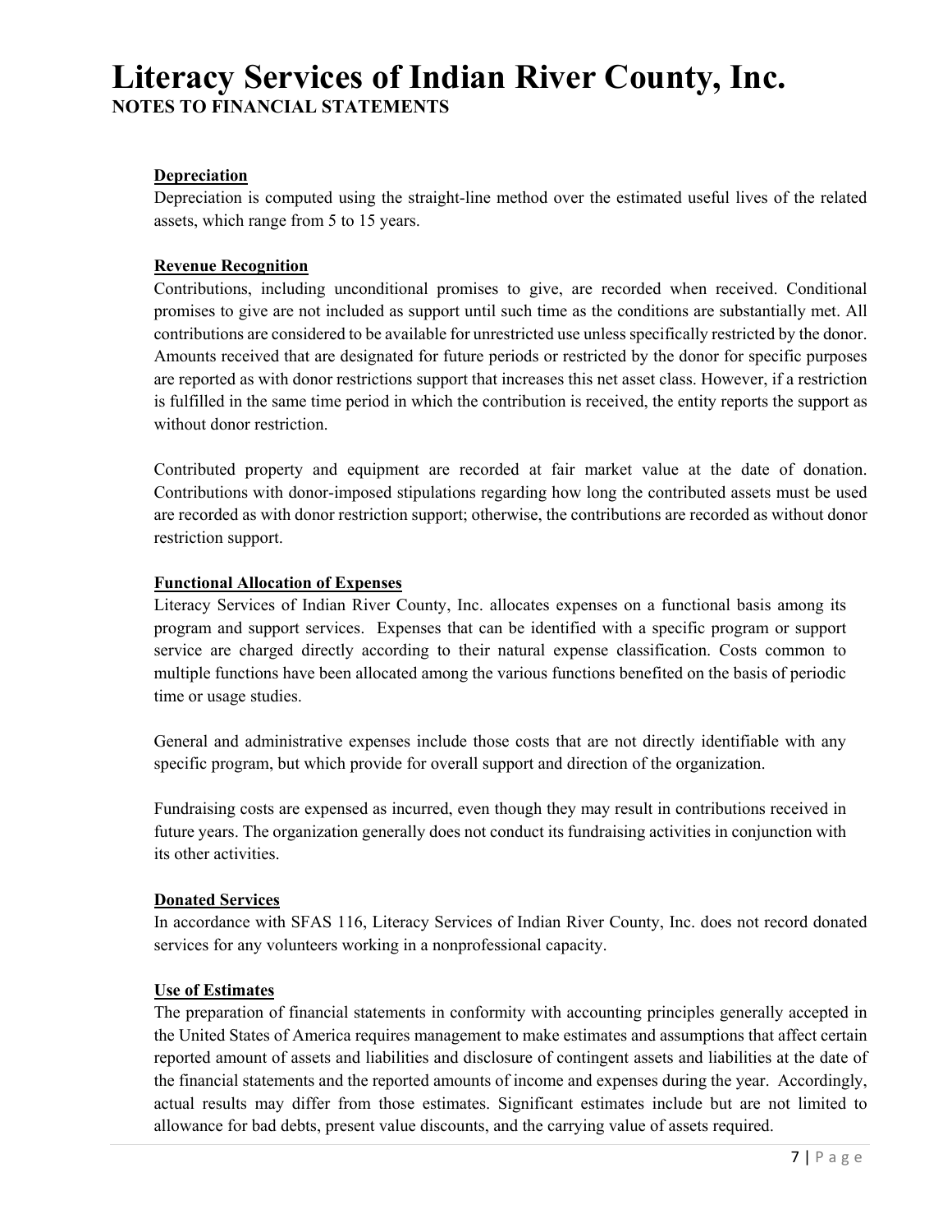# Literacy Services of Indian River County, Inc.
**NOTES TO FINANCIAL STATEMENTS**

**Depreciation**

Depreciation is computed using the straight-line method over the estimated useful lives of the related assets, which range from 5 to 15 years.

**Revenue Recognition**

Contributions, including unconditional promises to give, are recorded when received. Conditional promises to give are not included as support until such time as the conditions are substantially met. All contributions are considered to be available for unrestricted use unless specifically restricted by the donor. Amounts received that are designated for future periods or restricted by the donor for specific purposes are reported as with donor restrictions support that increases this net asset class. However, if a restriction is fulfilled in the same time period in which the contribution is received, the entity reports the support as without donor restriction.

Contributed property and equipment are recorded at fair market value at the date of donation. Contributions with donor-imposed stipulations regarding how long the contributed assets must be used are recorded as with donor restriction support; otherwise, the contributions are recorded as without donor restriction support.

**Functional Allocation of Expenses**

Literacy Services of Indian River County, Inc. allocates expenses on a functional basis among its program and support services. Expenses that can be identified with a specific program or support service are charged directly according to their natural expense classification. Costs common to multiple functions have been allocated among the various functions benefited on the basis of periodic time or usage studies.

General and administrative expenses include those costs that are not directly identifiable with any specific program, but which provide for overall support and direction of the organization.

Fundraising costs are expensed as incurred, even though they may result in contributions received in future years. The organization generally does not conduct its fundraising activities in conjunction with its other activities.

**Donated Services**

In accordance with SFAS 116, Literacy Services of Indian River County, Inc. does not record donated services for any volunteers working in a nonprofessional capacity.

**Use of Estimates**

The preparation of financial statements in conformity with accounting principles generally accepted in the United States of America requires management to make estimates and assumptions that affect certain reported amount of assets and liabilities and disclosure of contingent assets and liabilities at the date of the financial statements and the reported amounts of income and expenses during the year. Accordingly, actual results may differ from those estimates. Significant estimates include but are not limited to allowance for bad debts, present value discounts, and the carrying value of assets required.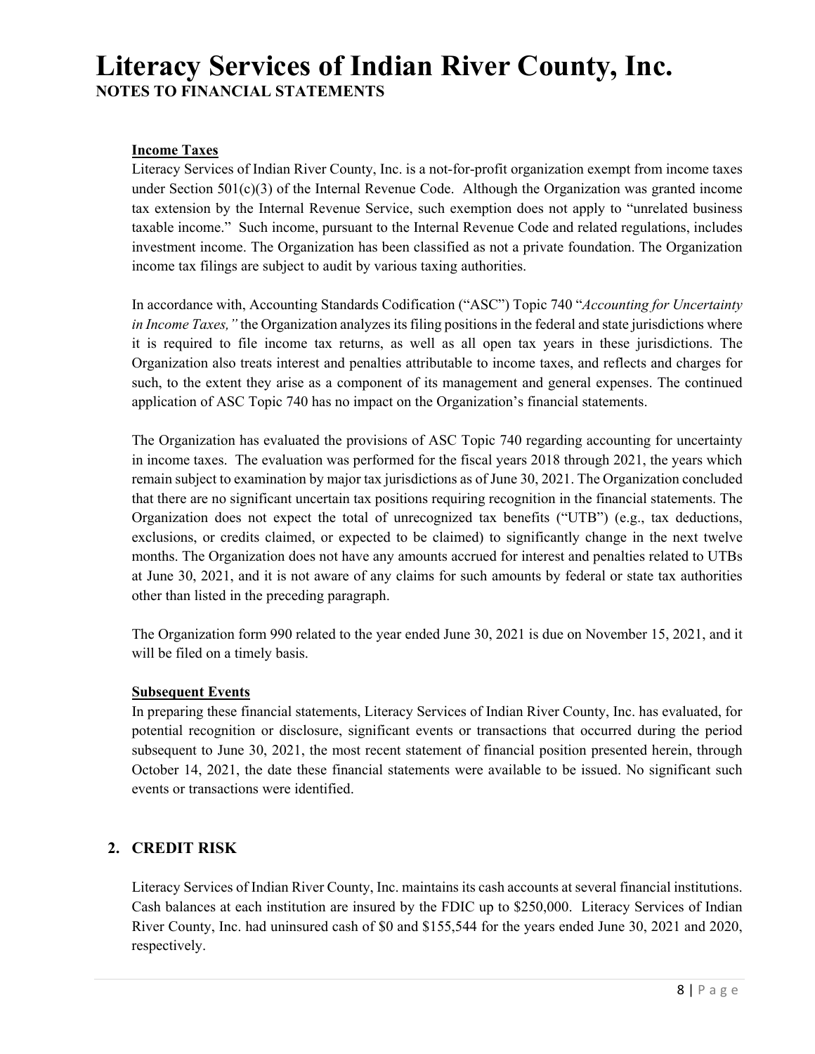# Literacy Services of Indian River County, Inc.

**NOTES TO FINANCIAL STATEMENTS**

**Income Taxes**

Literacy Services of Indian River County, Inc. is a not-for-profit organization exempt from income taxes under Section 501(c)(3) of the Internal Revenue Code. Although the Organization was granted income tax extension by the Internal Revenue Service, such exemption does not apply to "unrelated business taxable income." Such income, pursuant to the Internal Revenue Code and related regulations, includes investment income. The Organization has been classified as not a private foundation. The Organization income tax filings are subject to audit by various taxing authorities.

In accordance with, Accounting Standards Codification ("ASC") Topic 740 "*Accounting for Uncertainty in Income Taxes,"* the Organization analyzes its filing positions in the federal and state jurisdictions where it is required to file income tax returns, as well as all open tax years in these jurisdictions. The Organization also treats interest and penalties attributable to income taxes, and reflects and charges for such, to the extent they arise as a component of its management and general expenses. The continued application of ASC Topic 740 has no impact on the Organization's financial statements.

The Organization has evaluated the provisions of ASC Topic 740 regarding accounting for uncertainty in income taxes. The evaluation was performed for the fiscal years 2018 through 2021, the years which remain subject to examination by major tax jurisdictions as of June 30, 2021. The Organization concluded that there are no significant uncertain tax positions requiring recognition in the financial statements. The Organization does not expect the total of unrecognized tax benefits ("UTB") (e.g., tax deductions, exclusions, or credits claimed, or expected to be claimed) to significantly change in the next twelve months. The Organization does not have any amounts accrued for interest and penalties related to UTBs at June 30, 2021, and it is not aware of any claims for such amounts by federal or state tax authorities other than listed in the preceding paragraph.

The Organization form 990 related to the year ended June 30, 2021 is due on November 15, 2021, and it will be filed on a timely basis.

**Subsequent Events**

In preparing these financial statements, Literacy Services of Indian River County, Inc. has evaluated, for potential recognition or disclosure, significant events or transactions that occurred during the period subsequent to June 30, 2021, the most recent statement of financial position presented herein, through October 14, 2021, the date these financial statements were available to be issued. No significant such events or transactions were identified.

## 2. CREDIT RISK

Literacy Services of Indian River County, Inc. maintains its cash accounts at several financial institutions. Cash balances at each institution are insured by the FDIC up to $250,000. Literacy Services of Indian River County, Inc. had uninsured cash of $0 and $155,544 for the years ended June 30, 2021 and 2020, respectively.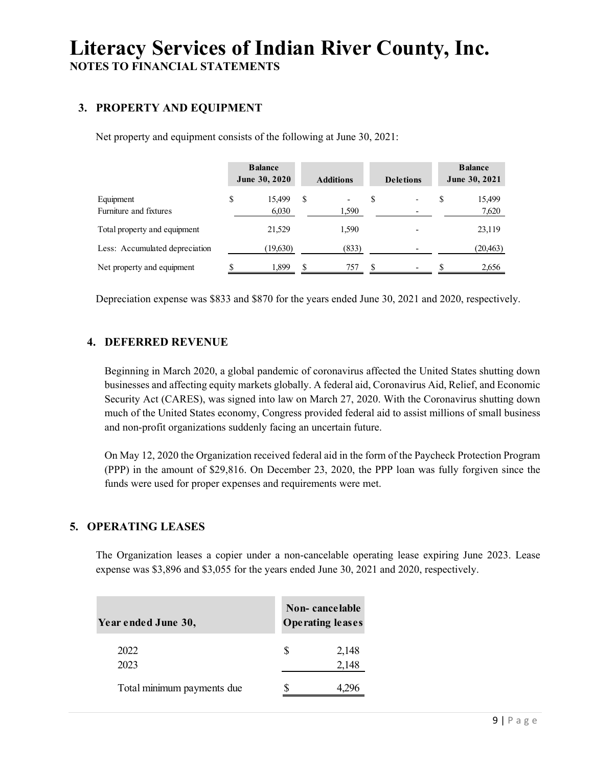# Literacy Services of Indian River County, Inc.

**NOTES TO FINANCIAL STATEMENTS**

## 3. PROPERTY AND EQUIPMENT

Net property and equipment consists of the following at June 30, 2021:

| | Balance June 30, 2020 | Additions | Deletions | Balance June 30, 2021 |
|---|---|---|---|---|
| Equipment | $ 15,499 | $ - | $ - | $ 15,499 |
| Furniture and fixtures | 6,030 | 1,590 | - | 7,620 |
| Total property and equipment | 21,529 | 1,590 | - | 23,119 |
| Less: Accumulated depreciation | (19,630) | (833) | - | (20,463) |
| Net property and equipment | $ 1,899 | $ 757 | $ - | $ 2,656 |

Depreciation expense was $833 and $870 for the years ended June 30, 2021 and 2020, respectively.

## 4. DEFERRED REVENUE

Beginning in March 2020, a global pandemic of coronavirus affected the United States shutting down businesses and affecting equity markets globally. A federal aid, Coronavirus Aid, Relief, and Economic Security Act (CARES), was signed into law on March 27, 2020. With the Coronavirus shutting down much of the United States economy, Congress provided federal aid to assist millions of small business and non-profit organizations suddenly facing an uncertain future.

On May 12, 2020 the Organization received federal aid in the form of the Paycheck Protection Program (PPP) in the amount of $29,816. On December 23, 2020, the PPP loan was fully forgiven since the funds were used for proper expenses and requirements were met.

## 5. OPERATING LEASES

The Organization leases a copier under a non-cancelable operating lease expiring June 2023. Lease expense was $3,896 and $3,055 for the years ended June 30, 2021 and 2020, respectively.

| Year ended June 30, | Non- cancelable Operating leases |
|---|---|
| 2022 | $ 2,148 |
| 2023 | 2,148 |
| Total minimum payments due | $ 4,296 |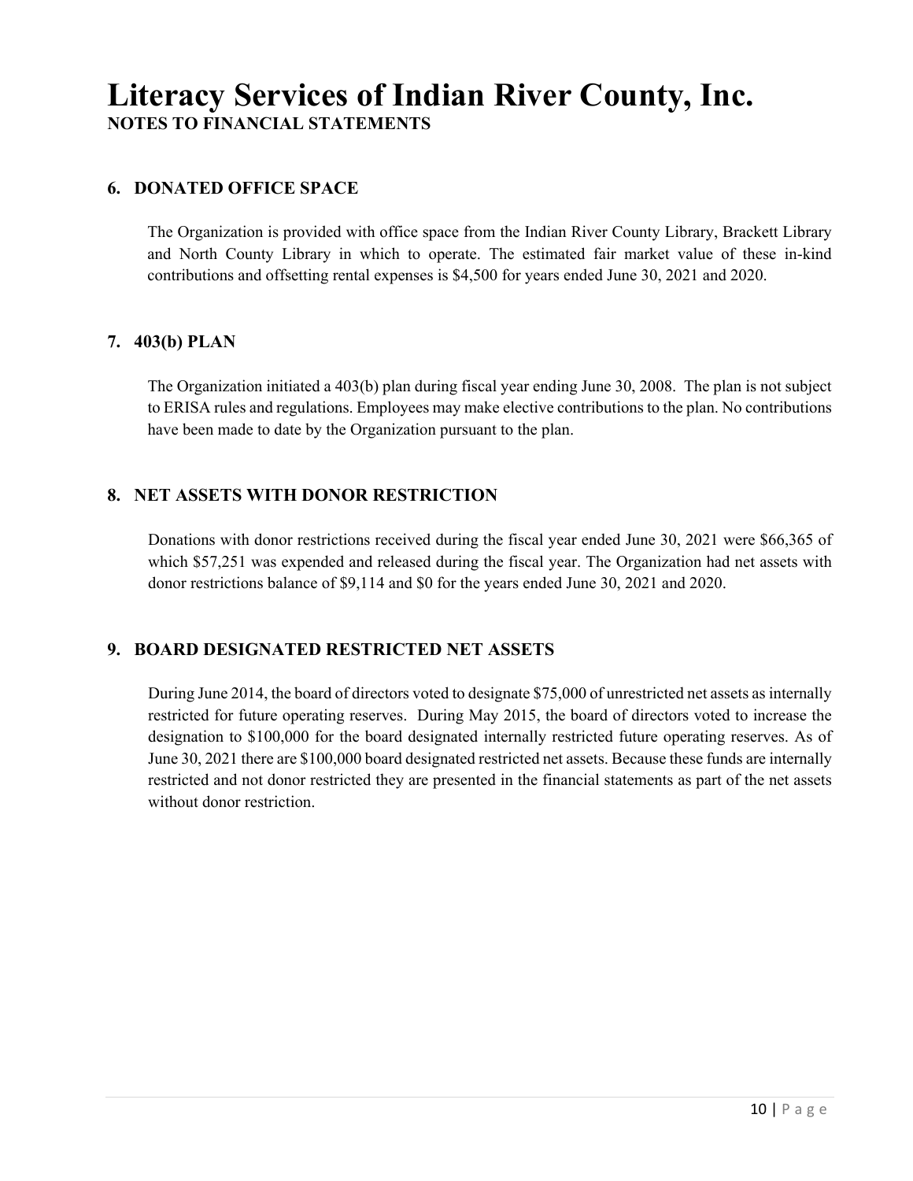# Literacy Services of Indian River County, Inc.

**NOTES TO FINANCIAL STATEMENTS**

## 6. DONATED OFFICE SPACE

The Organization is provided with office space from the Indian River County Library, Brackett Library and North County Library in which to operate. The estimated fair market value of these in-kind contributions and offsetting rental expenses is $4,500 for years ended June 30, 2021 and 2020.

## 7. 403(b) PLAN

The Organization initiated a 403(b) plan during fiscal year ending June 30, 2008. The plan is not subject to ERISA rules and regulations. Employees may make elective contributions to the plan. No contributions have been made to date by the Organization pursuant to the plan.

## 8. NET ASSETS WITH DONOR RESTRICTION

Donations with donor restrictions received during the fiscal year ended June 30, 2021 were $66,365 of which $57,251 was expended and released during the fiscal year. The Organization had net assets with donor restrictions balance of $9,114 and $0 for the years ended June 30, 2021 and 2020.

## 9. BOARD DESIGNATED RESTRICTED NET ASSETS

During June 2014, the board of directors voted to designate $75,000 of unrestricted net assets as internally restricted for future operating reserves. During May 2015, the board of directors voted to increase the designation to $100,000 for the board designated internally restricted future operating reserves. As of June 30, 2021 there are $100,000 board designated restricted net assets. Because these funds are internally restricted and not donor restricted they are presented in the financial statements as part of the net assets without donor restriction.